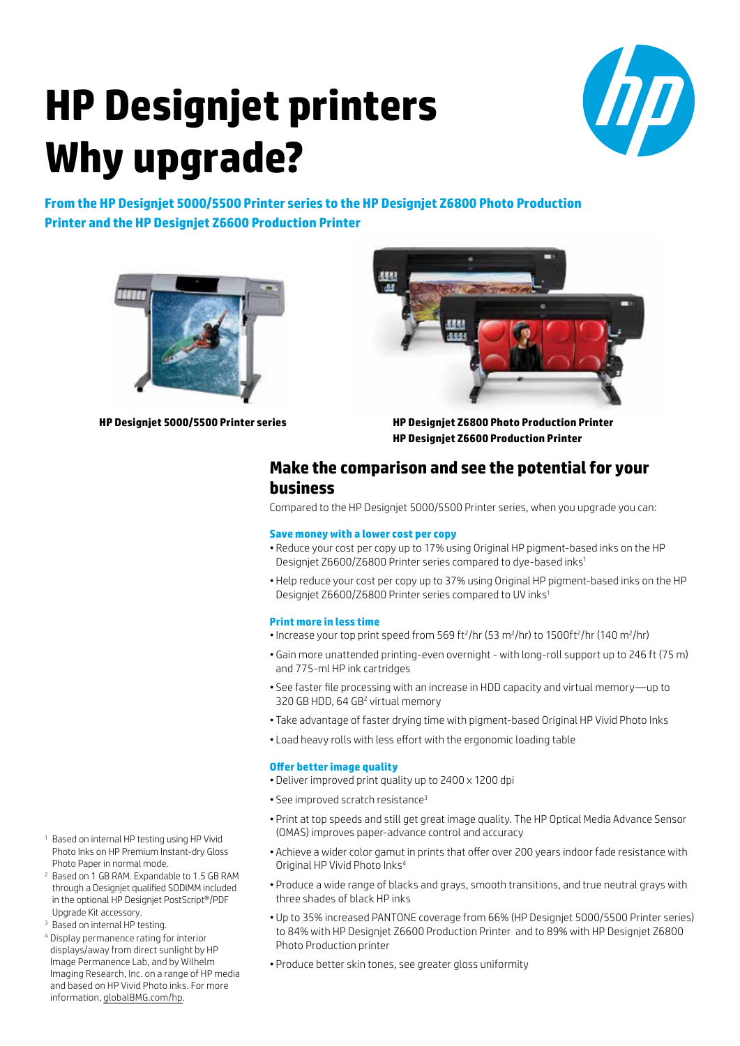# HP Designjet printers Why upgrade?

**From the HP Designjet 5000/5500 Printer series to the HP Designjet Z6800 Photo Production Printer and the HP Designjet Z6600 Production Printer**

**HP Designjet 5000/5500 Printer series**

**HP Designjet Z6800 Photo Production Printer**
**HP Designjet Z6600 Production Printer**

## Make the comparison and see the potential for your business

Compared to the HP Designjet 5000/5500 Printer series, when you upgrade you can:

### Save money with a lower cost per copy

- Reduce your cost per copy up to 17% using Original HP pigment-based inks on the HP Designjet Z6600/Z6800 Printer series compared to dye-based inks[1]
- Help reduce your cost per copy up to 37% using Original HP pigment-based inks on the HP Designjet Z6600/Z6800 Printer series compared to UV inks[1]

### Print more in less time

- Increase your top print speed from 569 ft$^2$/hr (53 m$^2$/hr) to 1500ft$^2$/hr (140 m$^2$/hr)
- Gain more unattended printing-even overnight - with long-roll support up to 246 ft (75 m) and 775-ml HP ink cartridges
- See faster file processing with an increase in HDD capacity and virtual memory—up to 320 GB HDD, 64 GB[2] virtual memory
- Take advantage of faster drying time with pigment-based Original HP Vivid Photo Inks
- Load heavy rolls with less effort with the ergonomic loading table

### Offer better image quality

- Deliver improved print quality up to 2400 x 1200 dpi
- See improved scratch resistance[3]
- Print at top speeds and still get great image quality. The HP Optical Media Advance Sensor (OMAS) improves paper-advance control and accuracy
- Achieve a wider color gamut in prints that offer over 200 years indoor fade resistance with Original HP Vivid Photo Inks[4]
- Produce a wide range of blacks and grays, smooth transitions, and true neutral grays with three shades of black HP inks
- Up to 35% increased PANTONE coverage from 66% (HP Designjet 5000/5500 Printer series) to 84% with HP Designjet Z6600 Production Printer and to 89% with HP Designjet Z6800 Photo Production printer
- Produce better skin tones, see greater gloss uniformity

[1] Based on internal HP testing using HP Vivid Photo Inks on HP Premium Instant-dry Gloss Photo Paper in normal mode.

[2] Based on 1 GB RAM. Expandable to 1.5 GB RAM through a Designjet qualified SODIMM included in the optional HP Designjet PostScript®/PDF Upgrade Kit accessory.

[3] Based on internal HP testing.

[4] Display permanence rating for interior displays/away from direct sunlight by HP Image Permanence Lab, and by Wilhelm Imaging Research, Inc. on a range of HP media and based on HP Vivid Photo inks. For more information, globalBMG.com/hp.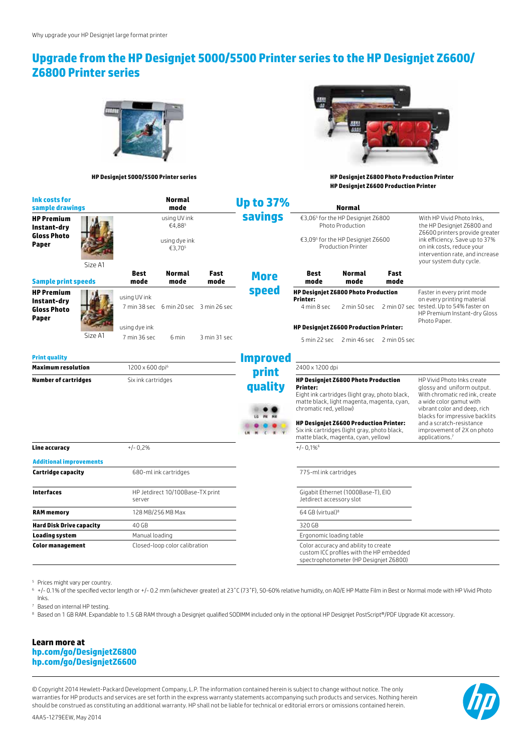# Upgrade from the HP Designjet 5000/5500 Printer series to the HP Designjet Z6600/Z6800 Printer series

**HP Designjet 5000/5500 Printer series**

**HP Designjet Z6800 Photo Production Printer**
**HP Designjet Z6600 Production Printer**

| Ink costs for sample drawings | Normal mode | | | Normal | |
|---|---|---|---|---|---|
| **HP Premium Instant-dry Gloss Photo Paper** (Size A1) | using UV ink €4,88[5]<br>using dye ink €3,70[5] | **Up to 37% savings** | | €3,06[5] for the HP Designjet Z6800 Photo Production<br>€3,09[5] for the HP Designjet Z6600 Production Printer | With HP Vivid Photo Inks, the HP Designjet Z6800 and Z6600 printers provide greater ink efficiency. Save up to 37% on ink costs, reduce your intervention rate, and increase your system duty cycle. |

| Sample print speeds | Best mode | Normal mode | Fast mode | | Best mode | Normal mode | Fast mode | |
|---|---|---|---|---|---|---|---|---|
| **HP Premium Instant-dry Gloss Photo Paper** (Size A1) — using UV ink | 7 min 38 sec | 6 min 20 sec | 3 min 26 sec | **More speed** | **HP Designjet Z6800 Photo Production Printer:** 4 min 8 sec | 2 min 50 sec | 2 min 07 sec | Faster in every print mode on every printing material tested. Up to 54% faster on HP Premium Instant-dry Gloss Photo Paper. |
| using dye ink | 7 min 36 sec | 6 min | 3 min 31 sec | | **HP Designjet Z6600 Production Printer:** 5 min 22 sec | 2 min 46 sec | 2 min 05 sec | |

| Print quality | | | | |
|---|---|---|---|---|
| **Maximum resolution** | 1200 x 600 dpi[6] | **Improved print quality** | 2400 x 1200 dpi | |
| **Number of cartridges** | Six ink cartridges | | **HP Designjet Z6800 Photo Production Printer:** Eight ink cartridges (light gray, photo black, matte black, light magenta, magenta, cyan, chromatic red, yellow)<br>**HP Designjet Z6600 Production Printer:** Six ink cartridges (light gray, photo black, matte black, magenta, cyan, yellow) | HP Vivid Photo Inks create glossy and uniform output. With chromatic red ink, create a wide color gamut with vibrant color and deep, rich blacks for impressive backlits and a scratch-resistance improvement of 2X on photo applications.[7] |
| **Line accuracy** | +/- 0,2% | | +/- 0,1%[6] | |

LG PK MK
LM M C R Y

| Additional improvements | | |
|---|---|---|
| **Cartridge capacity** | 680-ml ink cartridges | 775-ml ink cartridges |
| **Interfaces** | HP Jetdirect 10/100Base-TX print server | Gigabit Ethernet (1000Base-T), EIO Jetdirect accessory slot |
| **RAM memory** | 128 MB/256 MB Max | 64 GB (virtual)[8] |
| **Hard Disk Drive capacity** | 40 GB | 320 GB |
| **Loading system** | Manual loading | Ergonomic loading table |
| **Color management** | Closed-loop color calibration | Color accuracy and ability to create custom ICC profiles with the HP embedded spectrophotometer (HP Designjet Z6800) |

[5] Prices might vary per country.
[6] +/- 0.1% of the specified vector length or +/- 0.2 mm (whichever greater) at 23°C (73°F), 50-60% relative humidity, on A0/E HP Matte Film in Best or Normal mode with HP Vivid Photo Inks.
[7] Based on internal HP testing.
[8] Based on 1 GB RAM. Expandable to 1.5 GB RAM through a Designjet qualified SODIMM included only in the optional HP Designjet PostScript®/PDF Upgrade Kit accessory.

**Learn more at**
**hp.com/go/DesignjetZ6800**
**hp.com/go/DesignjetZ6600**

© Copyright 2014 Hewlett-Packard Development Company, L.P. The information contained herein is subject to change without notice. The only warranties for HP products and services are set forth in the express warranty statements accompanying such products and services. Nothing herein should be construed as constituting an additional warranty. HP shall not be liable for technical or editorial errors or omissions contained herein.

4AA5-1279EEW, May 2014